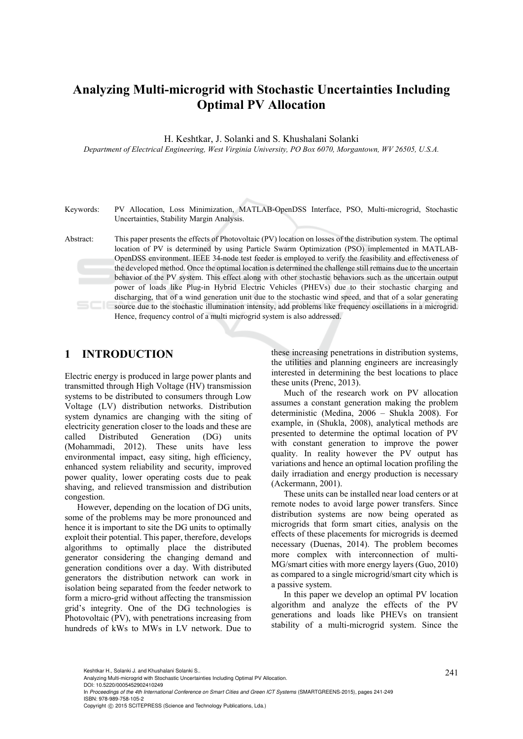# Analyzing Multi-microgrid with Stochastic Uncertainties Including Optimal PV Allocation

H. Keshtkar, J. Solanki and S. Khushalani Solanki

*Department of Electrical Engineering, West Virginia University, PO Box 6070, Morgantown, WV 26505, U.S.A.*

Keywords: PV Allocation, Loss Minimization, MATLAB-OpenDSS Interface, PSO, Multi-microgrid, Stochastic Uncertainties, Stability Margin Analysis.

Abstract: This paper presents the effects of Photovoltaic (PV) location on losses of the distribution system. The optimal location of PV is determined by using Particle Swarm Optimization (PSO) implemented in MATLAB-OpenDSS environment. IEEE 34-node test feeder is employed to verify the feasibility and effectiveness of the developed method. Once the optimal location is determined the challenge still remains due to the uncertain behavior of the PV system. This effect along with other stochastic behaviors such as the uncertain output power of loads like Plug-in Hybrid Electric Vehicles (PHEVs) due to their stochastic charging and discharging, that of a wind generation unit due to the stochastic wind speed, and that of a solar generating source due to the stochastic illumination intensity, add problems like frequency oscillations in a microgrid. Hence, frequency control of a multi microgrid system is also addressed.

## 1 INTRODUCTION

Electric energy is produced in large power plants and transmitted through High Voltage (HV) transmission systems to be distributed to consumers through Low Voltage (LV) distribution networks. Distribution system dynamics are changing with the siting of electricity generation closer to the loads and these are called Distributed Generation (DG) units (Mohammadi, 2012). These units have less environmental impact, easy siting, high efficiency, enhanced system reliability and security, improved power quality, lower operating costs due to peak shaving, and relieved transmission and distribution congestion.

However, depending on the location of DG units, some of the problems may be more pronounced and hence it is important to site the DG units to optimally exploit their potential. This paper, therefore, develops algorithms to optimally place the distributed generator considering the changing demand and generation conditions over a day. With distributed generators the distribution network can work in isolation being separated from the feeder network to form a micro-grid without affecting the transmission grid's integrity. One of the DG technologies is Photovoltaic (PV), with penetrations increasing from hundreds of kWs to MWs in LV network. Due to these increasing penetrations in distribution systems, the utilities and planning engineers are increasingly interested in determining the best locations to place these units (Prenc, 2013).

Much of the research work on PV allocation assumes a constant generation making the problem deterministic (Medina, 2006 – Shukla 2008). For example, in (Shukla, 2008), analytical methods are presented to determine the optimal location of PV with constant generation to improve the power quality. In reality however the PV output has variations and hence an optimal location profiling the daily irradiation and energy production is necessary (Ackermann, 2001).

These units can be installed near load centers or at remote nodes to avoid large power transfers. Since distribution systems are now being operated as microgrids that form smart cities, analysis on the effects of these placements for microgrids is deemed necessary (Duenas, 2014). The problem becomes more complex with interconnection of multi-MG/smart cities with more energy layers (Guo, 2010) as compared to a single microgrid/smart city which is a passive system.

In this paper we develop an optimal PV location algorithm and analyze the effects of the PV generations and loads like PHEVs on transient stability of a multi-microgrid system. Since the

Keshtkar H., Solanki J. and Khushalani Solanki S..
Analyzing Multi-microgrid with Stochastic Uncertainties Including Optimal PV Allocation.
DOI: 10.5220/0005452902410249
In *Proceedings of the 4th International Conference on Smart Cities and Green ICT Systems* (SMARTGREENS-2015), pages 241-249
ISBN: 978-989-758-105-2
Copyright © 2015 SCITEPRESS (Science and Technology Publications, Lda.)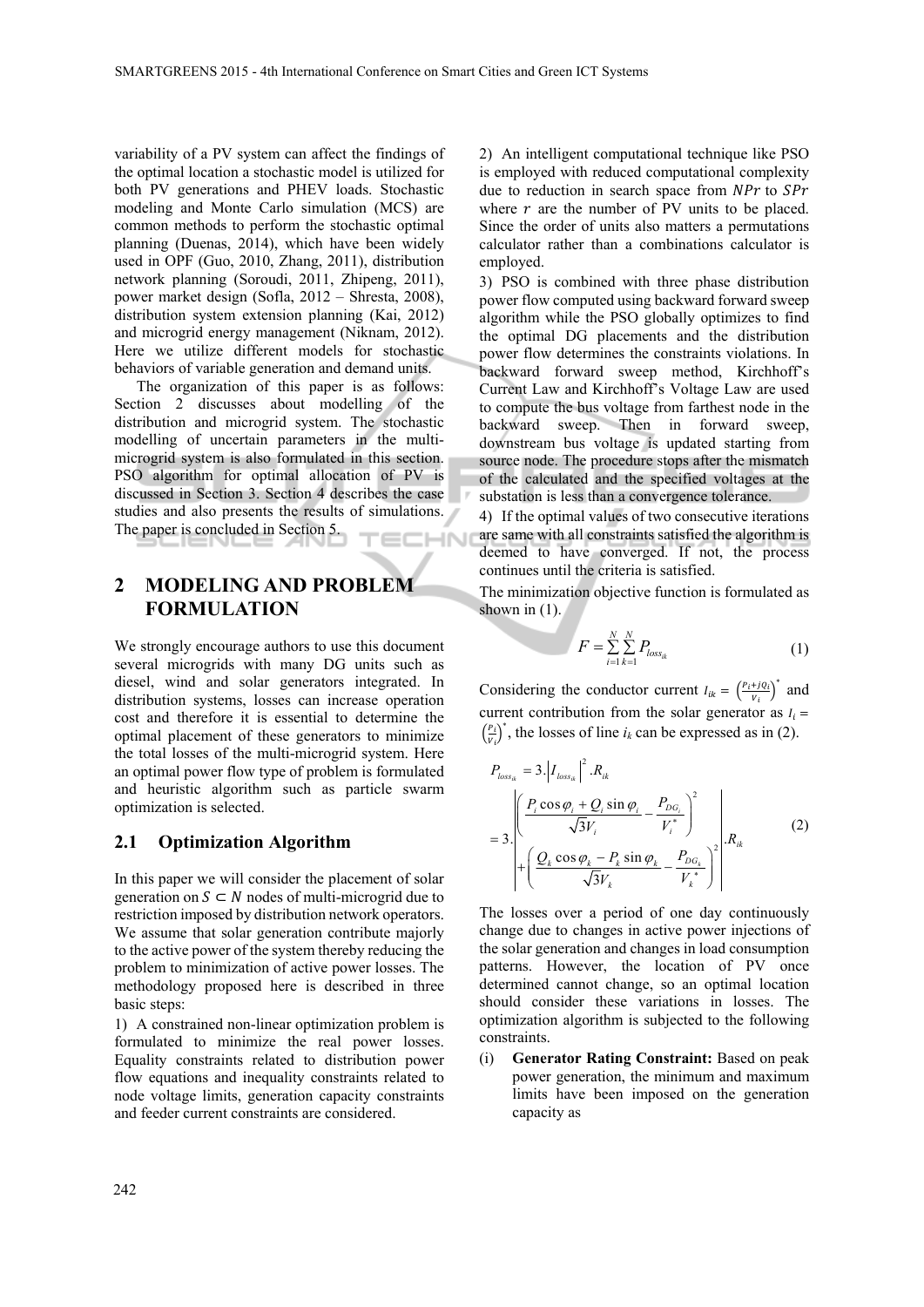variability of a PV system can affect the findings of the optimal location a stochastic model is utilized for both PV generations and PHEV loads. Stochastic modeling and Monte Carlo simulation (MCS) are common methods to perform the stochastic optimal planning (Duenas, 2014), which have been widely used in OPF (Guo, 2010, Zhang, 2011), distribution network planning (Soroudi, 2011, Zhipeng, 2011), power market design (Sofla, 2012 – Shresta, 2008), distribution system extension planning (Kai, 2012) and microgrid energy management (Niknam, 2012). Here we utilize different models for stochastic behaviors of variable generation and demand units.

The organization of this paper is as follows: Section 2 discusses about modelling of the distribution and microgrid system. The stochastic modelling of uncertain parameters in the multi-microgrid system is also formulated in this section. PSO algorithm for optimal allocation of PV is discussed in Section 3. Section 4 describes the case studies and also presents the results of simulations. The paper is concluded in Section 5.

## 2 MODELING AND PROBLEM FORMULATION

We strongly encourage authors to use this document several microgrids with many DG units such as diesel, wind and solar generators integrated. In distribution systems, losses can increase operation cost and therefore it is essential to determine the optimal placement of these generators to minimize the total losses of the multi-microgrid system. Here an optimal power flow type of problem is formulated and heuristic algorithm such as particle swarm optimization is selected.

### 2.1 Optimization Algorithm

In this paper we will consider the placement of solar generation on $S \subset N$ nodes of multi-microgrid due to restriction imposed by distribution network operators. We assume that solar generation contribute majorly to the active power of the system thereby reducing the problem to minimization of active power losses. The methodology proposed here is described in three basic steps:

1) A constrained non-linear optimization problem is formulated to minimize the real power losses. Equality constraints related to distribution power flow equations and inequality constraints related to node voltage limits, generation capacity constraints and feeder current constraints are considered.

2) An intelligent computational technique like PSO is employed with reduced computational complexity due to reduction in search space from $NPr$ to $SPr$ where $r$ are the number of PV units to be placed. Since the order of units also matters a permutations calculator rather than a combinations calculator is employed.

3) PSO is combined with three phase distribution power flow computed using backward forward sweep algorithm while the PSO globally optimizes to find the optimal DG placements and the distribution power flow determines the constraints violations. In backward forward sweep method, Kirchhoff's Current Law and Kirchhoff's Voltage Law are used to compute the bus voltage from farthest node in the backward sweep. Then in forward sweep, downstream bus voltage is updated starting from source node. The procedure stops after the mismatch of the calculated and the specified voltages at the substation is less than a convergence tolerance.

4) If the optimal values of two consecutive iterations are same with all constraints satisfied the algorithm is deemed to have converged. If not, the process continues until the criteria is satisfied.

The minimization objective function is formulated as shown in (1).

$$F = \sum_{i=1}^{N} \sum_{k=1}^{N} P_{loss_{ik}} \tag{1}$$

Considering the conductor current $I_{ik} = \left(\frac{P_i + jQ_i}{V_i}\right)^*$ and current contribution from the solar generator as $I_i = \left(\frac{P_i}{V_i}\right)^*$, the losses of line $i_k$ can be expressed as in (2).

$$P_{loss_{ik}} = 3.\left|I_{loss_{ik}}\right|^2 .R_{ik}$$
$$= 3.\left| \begin{array}{l} \left( \dfrac{P_i \cos\varphi_i + Q_i \sin\varphi_i}{\sqrt{3}V_i} - \dfrac{P_{DG_i}}{V_i^*} \right)^2 \\ + \left( \dfrac{Q_k \cos\varphi_k - P_k \sin\varphi_k}{\sqrt{3}V_k} - \dfrac{P_{DG_k}}{V_k^*} \right)^2 \end{array} \right| .R_{ik} \tag{2}$$

The losses over a period of one day continuously change due to changes in active power injections of the solar generation and changes in load consumption patterns. However, the location of PV once determined cannot change, so an optimal location should consider these variations in losses. The optimization algorithm is subjected to the following constraints.

(i) **Generator Rating Constraint:** Based on peak power generation, the minimum and maximum limits have been imposed on the generation capacity as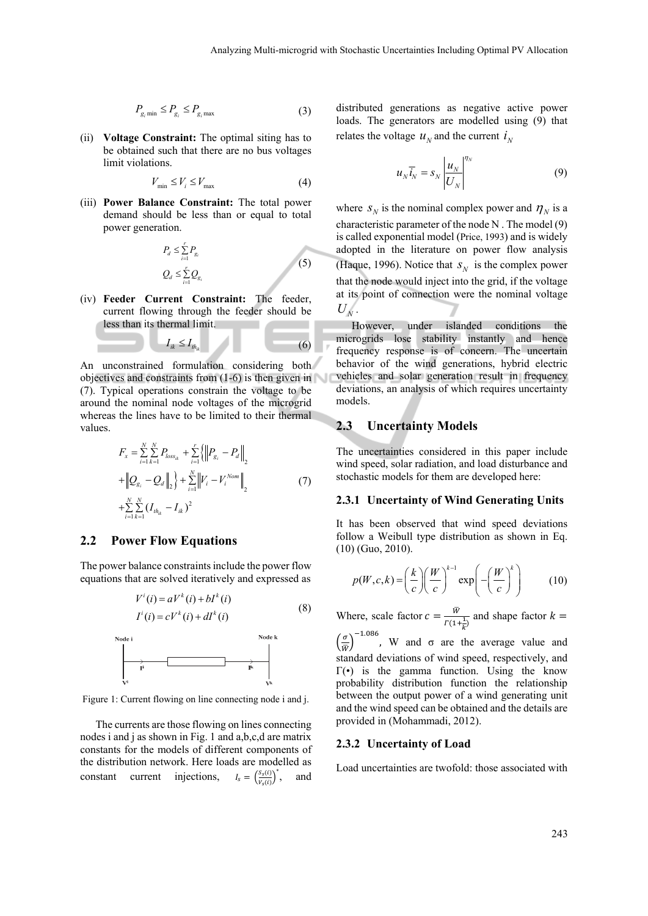$$P_{g_i \min} \leq P_{g_i} \leq P_{g_i \max} \tag{3}$$

(ii) **Voltage Constraint:** The optimal siting has to be obtained such that there are no bus voltages limit violations.

$$V_{\min} \leq V_i \leq V_{\max} \tag{4}$$

(iii) **Power Balance Constraint:** The total power demand should be less than or equal to total power generation.

$$\begin{aligned} P_d &\leq \sum_{i=1}^{r} P_{g_i} \\ Q_d &\leq \sum_{i=1}^{r} Q_{g_i} \end{aligned} \tag{5}$$

(iv) **Feeder Current Constraint:** The feeder, current flowing through the feeder should be less than its thermal limit.

$$I_{ik} \leq I_{th_{ik}} \tag{6}$$

An unconstrained formulation considering both objectives and constraints from (1-6) is then given in (7). Typical operations constrain the voltage to be around the nominal node voltages of the microgrid whereas the lines have to be limited to their thermal values.

$$\begin{aligned} F_x = &\sum_{i=1}^{N}\sum_{k=1}^{N} P_{loss_{ik}} + \sum_{i=1}^{r}\left\{\left\| P_{g_i} - P_d \right\|_2 \right. \\ &\left. + \left\| Q_{g_i} - Q_d \right\|_2 \right\} + \sum_{i=1}^{N}\left\| V_i - V_i^{Nom} \right\|_2 \\ &+ \sum_{i=1}^{N}\sum_{k=1}^{N} (I_{th_{ik}} - I_{ik})^2 \end{aligned} \tag{7}$$

## 2.2 Power Flow Equations

The power balance constraints include the power flow equations that are solved iteratively and expressed as

$$\begin{aligned} V^i(i) &= aV^k(i) + bI^k(i) \\ I^i(i) &= cV^k(i) + dI^k(i) \end{aligned} \tag{8}$$

Figure 1: Current flowing on line connecting node i and j.

The currents are those flowing on lines connecting nodes i and j as shown in Fig. 1 and a,b,c,d are matrix constants for the models of different components of the distribution network. Here loads are modelled as constant current injections, $I_s = \left(\frac{S_s(i)}{V_s(i)}\right)^*$, and distributed generations as negative active power loads. The generators are modelled using (9) that relates the voltage $u_N$ and the current $i_N$

$$u_N \bar{i}_N = s_N \left| \frac{u_N}{U_N} \right|^{\eta_N} \tag{9}$$

where $s_N$ is the nominal complex power and $\eta_N$ is a characteristic parameter of the node N . The model (9) is called exponential model (Price, 1993) and is widely adopted in the literature on power flow analysis (Haque, 1996). Notice that $s_N$ is the complex power that the node would inject into the grid, if the voltage at its point of connection were the nominal voltage $U_N$.

However, under islanded conditions the microgrids lose stability instantly and hence frequency response is of concern. The uncertain behavior of the wind generations, hybrid electric vehicles and solar generation result in frequency deviations, an analysis of which requires uncertainty models.

## 2.3 Uncertainty Models

The uncertainties considered in this paper include wind speed, solar radiation, and load disturbance and stochastic models for them are developed here:

### 2.3.1 Uncertainty of Wind Generating Units

It has been observed that wind speed deviations follow a Weibull type distribution as shown in Eq. (10) (Guo, 2010).

$$p(W,c,k) = \left(\frac{k}{c}\right)\left(\frac{W}{c}\right)^{k-1} \exp\left(-\left(\frac{W}{c}\right)^{k}\right) \tag{10}$$

Where, scale factor $c = \frac{\bar{W}}{\Gamma(1+\frac{1}{k})}$ and shape factor $k = \left(\frac{\sigma}{\bar{W}}\right)^{-1.086}$, W and σ are the average value and standard deviations of wind speed, respectively, and Γ(•) is the gamma function. Using the know probability distribution function the relationship between the output power of a wind generating unit and the wind speed can be obtained and the details are provided in (Mohammadi, 2012).

### 2.3.2 Uncertainty of Load

Load uncertainties are twofold: those associated with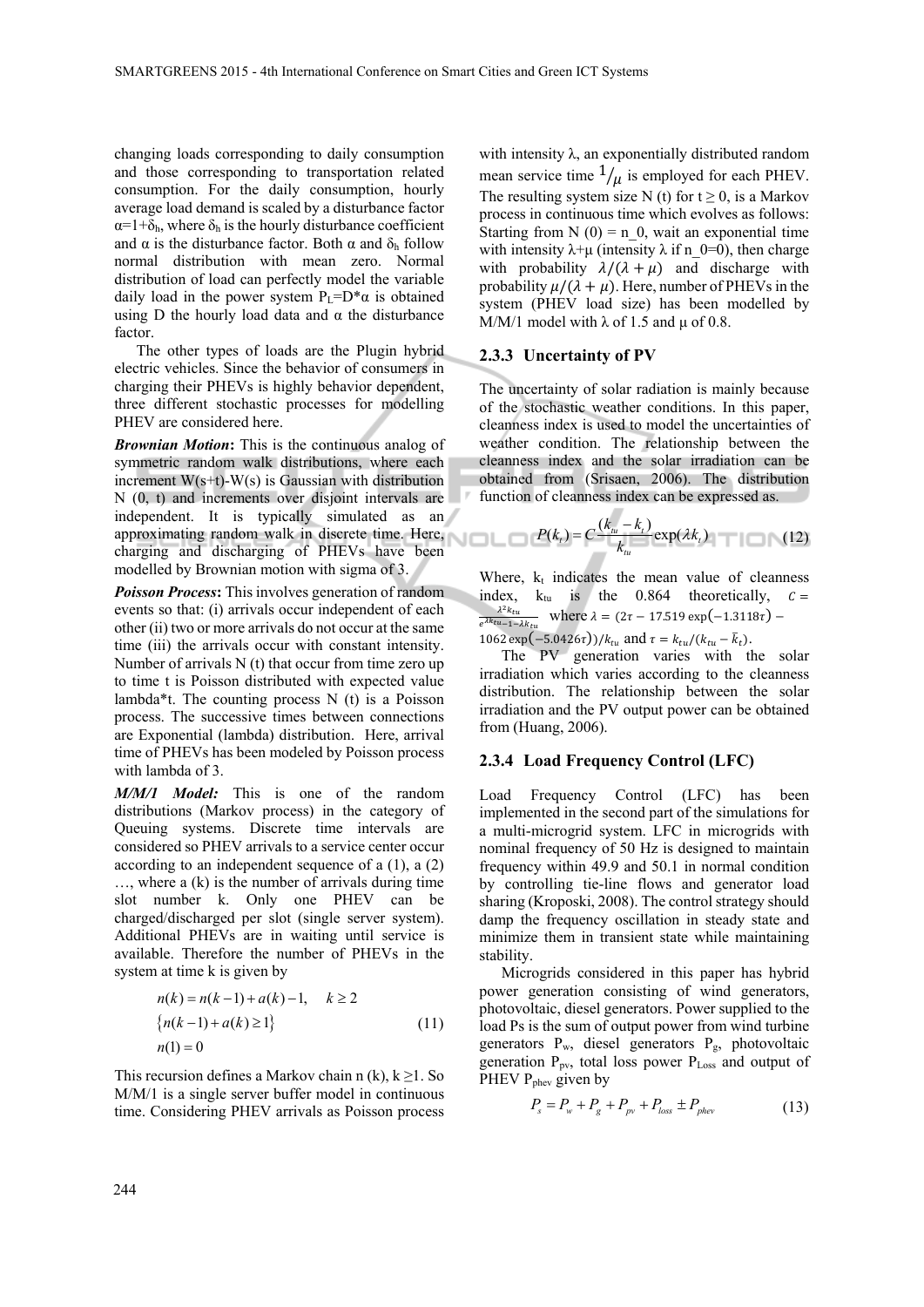changing loads corresponding to daily consumption and those corresponding to transportation related consumption. For the daily consumption, hourly average load demand is scaled by a disturbance factor $\alpha=1+\delta_h$, where $\delta_h$ is the hourly disturbance coefficient and $\alpha$ is the disturbance factor. Both $\alpha$ and $\delta_h$ follow normal distribution with mean zero. Normal distribution of load can perfectly model the variable daily load in the power system $P_L=D*\alpha$ is obtained using D the hourly load data and $\alpha$ the disturbance factor.

The other types of loads are the Plugin hybrid electric vehicles. Since the behavior of consumers in charging their PHEVs is highly behavior dependent, three different stochastic processes for modelling PHEV are considered here.

***Brownian Motion*:** This is the continuous analog of symmetric random walk distributions, where each increment W(s+t)-W(s) is Gaussian with distribution N (0, t) and increments over disjoint intervals are independent. It is typically simulated as an approximating random walk in discrete time. Here, charging and discharging of PHEVs have been modelled by Brownian motion with sigma of 3.

***Poisson Process*:** This involves generation of random events so that: (i) arrivals occur independent of each other (ii) two or more arrivals do not occur at the same time (iii) the arrivals occur with constant intensity. Number of arrivals N (t) that occur from time zero up to time t is Poisson distributed with expected value lambda*t. The counting process N (t) is a Poisson process. The successive times between connections are Exponential (lambda) distribution. Here, arrival time of PHEVs has been modeled by Poisson process with lambda of 3.

***M/M/1 Model:*** This is one of the random distributions (Markov process) in the category of Queuing systems. Discrete time intervals are considered so PHEV arrivals to a service center occur according to an independent sequence of a (1), a (2) …, where a (k) is the number of arrivals during time slot number k. Only one PHEV can be charged/discharged per slot (single server system). Additional PHEVs are in waiting until service is available. Therefore the number of PHEVs in the system at time k is given by

$$\begin{aligned} &n(k) = n(k-1) + a(k) - 1, \quad k \geq 2 \\ &\{n(k-1) + a(k) \geq 1\} \\ &n(1) = 0 \end{aligned} \tag{11}$$

This recursion defines a Markov chain n (k), k ≥1. So M/M/1 is a single server buffer model in continuous time. Considering PHEV arrivals as Poisson process with intensity λ, an exponentially distributed random mean service time $1/\mu$ is employed for each PHEV. The resulting system size N (t) for t ≥ 0, is a Markov process in continuous time which evolves as follows: Starting from N (0) = n_0, wait an exponential time with intensity λ+μ (intensity λ if n_0=0), then charge with probability $\lambda/(\lambda+\mu)$ and discharge with probability $\mu/(\lambda+\mu)$. Here, number of PHEVs in the system (PHEV load size) has been modelled by M/M/1 model with λ of 1.5 and μ of 0.8.

### 2.3.3 Uncertainty of PV

The uncertainty of solar radiation is mainly because of the stochastic weather conditions. In this paper, cleanness index is used to model the uncertainties of weather condition. The relationship between the cleanness index and the solar irradiation can be obtained from (Srisaen, 2006). The distribution function of cleanness index can be expressed as.

$$P(k_t) = C\frac{(k_{tu} - k_t)}{k_{tu}}\exp(\lambda k_t) \tag{12}$$

Where, $k_t$ indicates the mean value of cleanness index, $k_{tu}$ is the 0.864 theoretically, $C = \frac{\lambda^2 k_{tu}}{e^{\lambda k_{tu}-1-\lambda k_{tu}}}$ where $\lambda = (2\tau - 17.519\exp(-1.3118\tau) - 1062\exp(-5.0426\tau))/k_{tu}$ and $\tau = k_{tu}/(k_{tu} - \bar{k}_t)$.

The PV generation varies with the solar irradiation which varies according to the cleanness distribution. The relationship between the solar irradiation and the PV output power can be obtained from (Huang, 2006).

### 2.3.4 Load Frequency Control (LFC)

Load Frequency Control (LFC) has been implemented in the second part of the simulations for a multi-microgrid system. LFC in microgrids with nominal frequency of 50 Hz is designed to maintain frequency within 49.9 and 50.1 in normal condition by controlling tie-line flows and generator load sharing (Kroposki, 2008). The control strategy should damp the frequency oscillation in steady state and minimize them in transient state while maintaining stability.

Microgrids considered in this paper has hybrid power generation consisting of wind generators, photovoltaic, diesel generators. Power supplied to the load Ps is the sum of output power from wind turbine generators $P_w$, diesel generators $P_g$, photovoltaic generation $P_{pv}$, total loss power $P_{Loss}$ and output of PHEV $P_{phev}$ given by

$$P_s = P_w + P_g + P_{pv} + P_{loss} \pm P_{phev} \tag{13}$$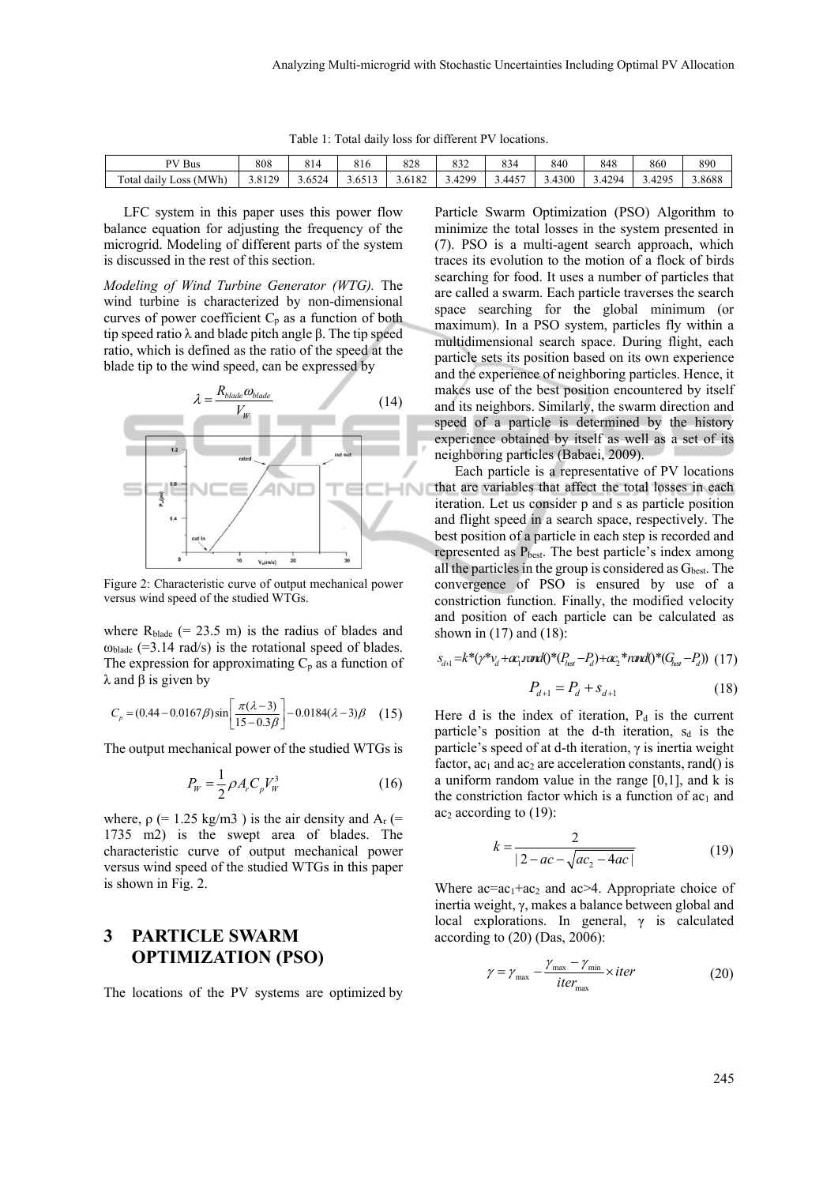Table 1: Total daily loss for different PV locations.

| PV Bus | 808 | 814 | 816 | 828 | 832 | 834 | 840 | 848 | 860 | 890 |
|---|---|---|---|---|---|---|---|---|---|---|
| Total daily Loss (MWh) | 3.8129 | 3.6524 | 3.6513 | 3.6182 | 3.4299 | 3.4457 | 3.4300 | 3.4294 | 3.4295 | 3.8688 |

LFC system in this paper uses this power flow balance equation for adjusting the frequency of the microgrid. Modeling of different parts of the system is discussed in the rest of this section.

*Modeling of Wind Turbine Generator (WTG).* The wind turbine is characterized by non-dimensional curves of power coefficient $C_p$ as a function of both tip speed ratio $\lambda$ and blade pitch angle $\beta$. The tip speed ratio, which is defined as the ratio of the speed at the blade tip to the wind speed, can be expressed by

$$\lambda = \frac{R_{blade}\omega_{blade}}{V_W} \tag{14}$$

Figure 2: Characteristic curve of output mechanical power versus wind speed of the studied WTGs.

where $R_{blade}$ (= 23.5 m) is the radius of blades and $\omega_{blade}$ (=3.14 rad/s) is the rotational speed of blades. The expression for approximating $C_p$ as a function of $\lambda$ and $\beta$ is given by

$$C_p = (0.44 - 0.0167\beta)\sin\left[\frac{\pi(\lambda-3)}{15-0.3\beta}\right] - 0.0184(\lambda-3)\beta \tag{15}$$

The output mechanical power of the studied WTGs is

$$P_W = \frac{1}{2}\rho A_r C_p V_W^3 \tag{16}$$

where, $\rho$ (= 1.25 kg/m3 ) is the air density and $A_r$ (= 1735 m2) is the swept area of blades. The characteristic curve of output mechanical power versus wind speed of the studied WTGs in this paper is shown in Fig. 2.

## 3 PARTICLE SWARM OPTIMIZATION (PSO)

The locations of the PV systems are optimized by Particle Swarm Optimization (PSO) Algorithm to minimize the total losses in the system presented in (7). PSO is a multi-agent search approach, which traces its evolution to the motion of a flock of birds searching for food. It uses a number of particles that are called a swarm. Each particle traverses the search space searching for the global minimum (or maximum). In a PSO system, particles fly within a multidimensional search space. During flight, each particle sets its position based on its own experience and the experience of neighboring particles. Hence, it makes use of the best position encountered by itself and its neighbors. Similarly, the swarm direction and speed of a particle is determined by the history experience obtained by itself as well as a set of its neighboring particles (Babaei, 2009).

Each particle is a representative of PV locations that are variables that affect the total losses in each iteration. Let us consider p and s as particle position and flight speed in a search space, respectively. The best position of a particle in each step is recorded and represented as $P_{best}$. The best particle's index among all the particles in the group is considered as $G_{best}$. The convergence of PSO is ensured by use of a constriction function. Finally, the modified velocity and position of each particle can be calculated as shown in (17) and (18):

$$s_{d+1} = k*(\gamma*v_d + ac_1 rand()*(P_{best}-P_d) + ac_2*rand()*(G_{best}-P_d)) \tag{17}$$

$$P_{d+1} = P_d + s_{d+1} \tag{18}$$

Here d is the index of iteration, $P_d$ is the current particle's position at the d-th iteration, $s_d$ is the particle's speed of at d-th iteration, $\gamma$ is inertia weight factor, $ac_1$ and $ac_2$ are acceleration constants, rand() is a uniform random value in the range [0,1], and k is the constriction factor which is a function of $ac_1$ and $ac_2$ according to (19):

$$k = \frac{2}{|2 - ac - \sqrt{ac_2 - 4ac}|} \tag{19}$$

Where $ac=ac_1+ac_2$ and $ac>4$. Appropriate choice of inertia weight, $\gamma$, makes a balance between global and local explorations. In general, $\gamma$ is calculated according to (20) (Das, 2006):

$$\gamma = \gamma_{max} - \frac{\gamma_{max} - \gamma_{min}}{iter_{max}} \times iter \tag{20}$$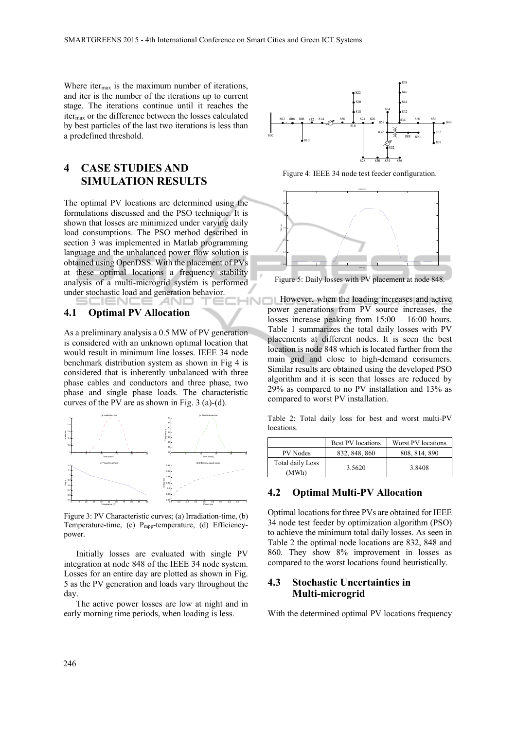Where $iter_{max}$ is the maximum number of iterations, and iter is the number of the iterations up to current stage. The iterations continue until it reaches the $iter_{max}$ or the difference between the losses calculated by best particles of the last two iterations is less than a predefined threshold.

# 4 CASE STUDIES AND SIMULATION RESULTS

The optimal PV locations are determined using the formulations discussed and the PSO technique. It is shown that losses are minimized under varying daily load consumptions. The PSO method described in section 3 was implemented in Matlab programming language and the unbalanced power flow solution is obtained using OpenDSS. With the placement of PVs at these optimal locations a frequency stability analysis of a multi-microgrid system is performed under stochastic load and generation behavior.

## 4.1 Optimal PV Allocation

As a preliminary analysis a 0.5 MW of PV generation is considered with an unknown optimal location that would result in minimum line losses. IEEE 34 node benchmark distribution system as shown in Fig 4 is considered that is inherently unbalanced with three phase cables and conductors and three phase, two phase and single phase loads. The characteristic curves of the PV are as shown in Fig. 3 (a)-(d).

Figure 3: PV Characteristic curves; (a) Irradiation-time, (b) Temperature-time, (c) $P_{mpp}$-temperature, (d) Efficiency-power.

Initially losses are evaluated with single PV integration at node 848 of the IEEE 34 node system. Losses for an entire day are plotted as shown in Fig. 5 as the PV generation and loads vary throughout the day.

The active power losses are low at night and in early morning time periods, when loading is less.

Figure 4: IEEE 34 node test feeder configuration.

Figure 5: Daily losses with PV placement at node 848.

However, when the loading increases and active power generations from PV source increases, the losses increase peaking from 15:00 – 16:00 hours. Table 1 summarizes the total daily losses with PV placements at different nodes. It is seen the best location is node 848 which is located further from the main grid and close to high-demand consumers. Similar results are obtained using the developed PSO algorithm and it is seen that losses are reduced by 29% as compared to no PV installation and 13% as compared to worst PV installation.

Table 2: Total daily loss for best and worst multi-PV locations.

| | Best PV locations | Worst PV locations |
|---|---|---|
| PV Nodes | 832, 848, 860 | 808, 814, 890 |
| Total daily Loss (MWh) | 3.5620 | 3.8408 |

## 4.2 Optimal Multi-PV Allocation

Optimal locations for three PVs are obtained for IEEE 34 node test feeder by optimization algorithm (PSO) to achieve the minimum total daily losses. As seen in Table 2 the optimal node locations are 832, 848 and 860. They show 8% improvement in losses as compared to the worst locations found heuristically.

## 4.3 Stochastic Uncertainties in Multi-microgrid

With the determined optimal PV locations frequency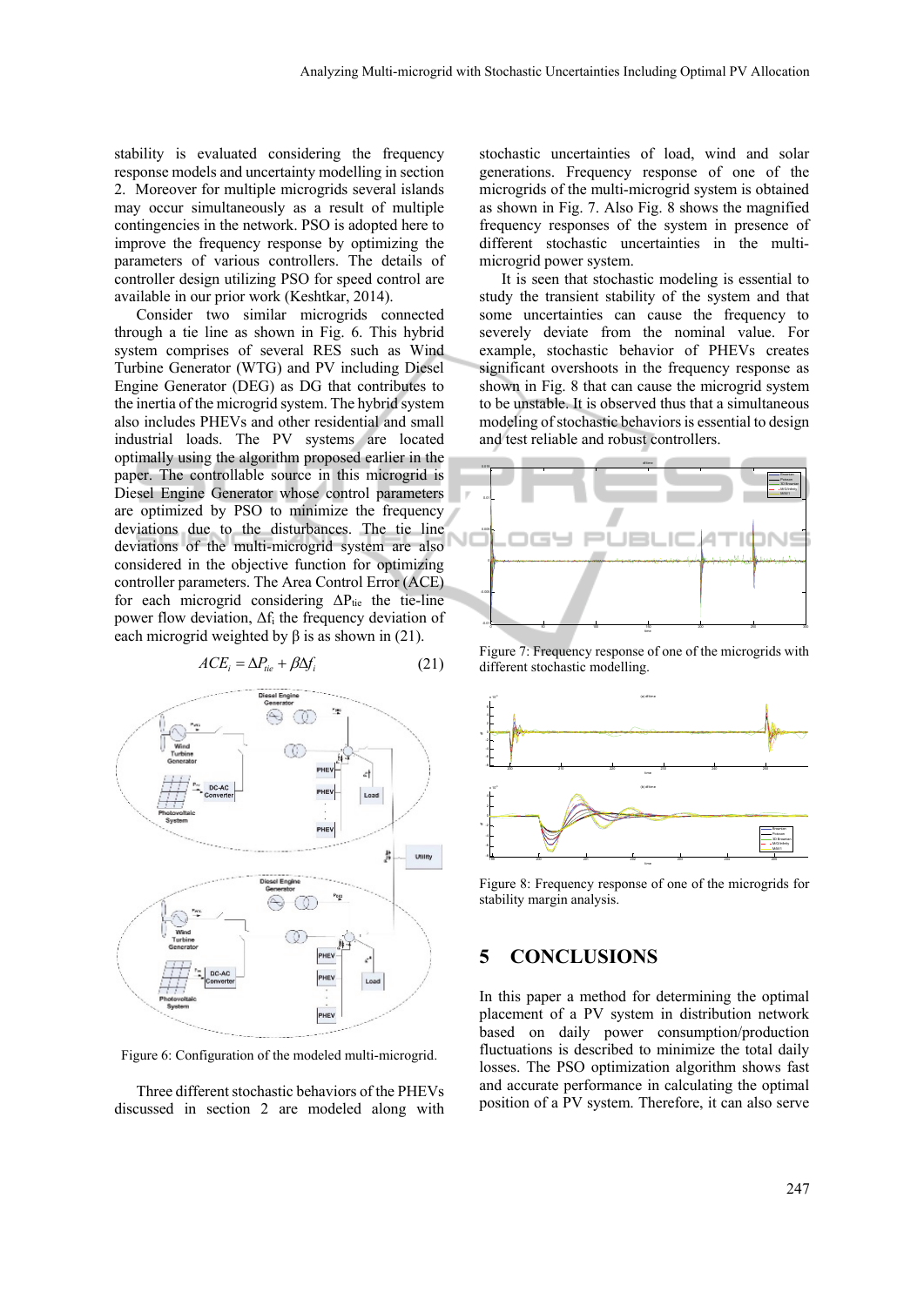stability is evaluated considering the frequency response models and uncertainty modelling in section 2. Moreover for multiple microgrids several islands may occur simultaneously as a result of multiple contingencies in the network. PSO is adopted here to improve the frequency response by optimizing the parameters of various controllers. The details of controller design utilizing PSO for speed control are available in our prior work (Keshtkar, 2014).

Consider two similar microgrids connected through a tie line as shown in Fig. 6. This hybrid system comprises of several RES such as Wind Turbine Generator (WTG) and PV including Diesel Engine Generator (DEG) as DG that contributes to the inertia of the microgrid system. The hybrid system also includes PHEVs and other residential and small industrial loads. The PV systems are located optimally using the algorithm proposed earlier in the paper. The controllable source in this microgrid is Diesel Engine Generator whose control parameters are optimized by PSO to minimize the frequency deviations due to the disturbances. The tie line deviations of the multi-microgrid system are also considered in the objective function for optimizing controller parameters. The Area Control Error (ACE) for each microgrid considering $\Delta P_{tie}$ the tie-line power flow deviation, $\Delta f_i$ the frequency deviation of each microgrid weighted by β is as shown in (21).

$$ACE_i = \Delta P_{tie} + \beta \Delta f_i \tag{21}$$

Figure 6: Configuration of the modeled multi-microgrid.

Three different stochastic behaviors of the PHEVs discussed in section 2 are modeled along with stochastic uncertainties of load, wind and solar generations. Frequency response of one of the microgrids of the multi-microgrid system is obtained as shown in Fig. 7. Also Fig. 8 shows the magnified frequency responses of the system in presence of different stochastic uncertainties in the multi-microgrid power system.

It is seen that stochastic modeling is essential to study the transient stability of the system and that some uncertainties can cause the frequency to severely deviate from the nominal value. For example, stochastic behavior of PHEVs creates significant overshoots in the frequency response as shown in Fig. 8 that can cause the microgrid system to be unstable. It is observed thus that a simultaneous modeling of stochastic behaviors is essential to design and test reliable and robust controllers.

Figure 7: Frequency response of one of the microgrids with different stochastic modelling.

Figure 8: Frequency response of one of the microgrids for stability margin analysis.

## 5 CONCLUSIONS

In this paper a method for determining the optimal placement of a PV system in distribution network based on daily power consumption/production fluctuations is described to minimize the total daily losses. The PSO optimization algorithm shows fast and accurate performance in calculating the optimal position of a PV system. Therefore, it can also serve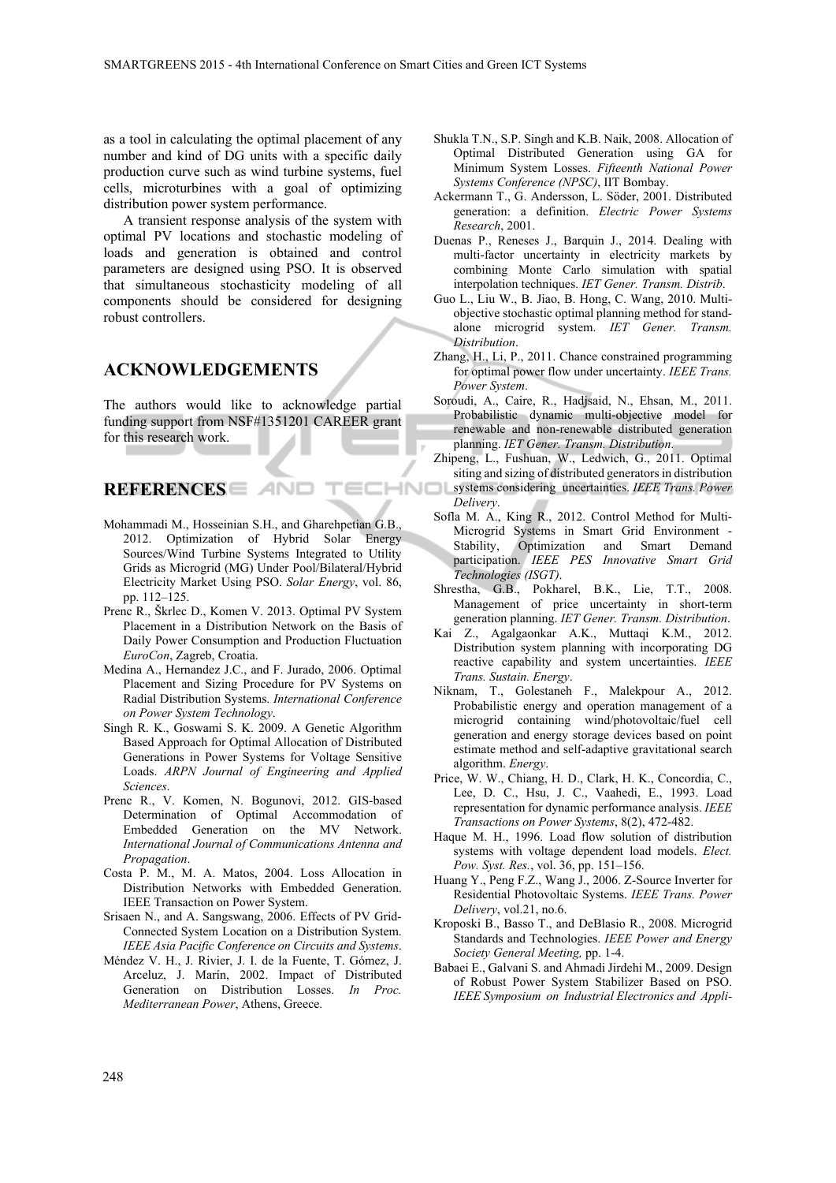as a tool in calculating the optimal placement of any number and kind of DG units with a specific daily production curve such as wind turbine systems, fuel cells, microturbines with a goal of optimizing distribution power system performance.

A transient response analysis of the system with optimal PV locations and stochastic modeling of loads and generation is obtained and control parameters are designed using PSO. It is observed that simultaneous stochasticity modeling of all components should be considered for designing robust controllers.

## ACKNOWLEDGEMENTS

The authors would like to acknowledge partial funding support from NSF#1351201 CAREER grant for this research work.

## REFERENCES

Mohammadi M., Hosseinian S.H., and Gharehpetian G.B., 2012. Optimization of Hybrid Solar Energy Sources/Wind Turbine Systems Integrated to Utility Grids as Microgrid (MG) Under Pool/Bilateral/Hybrid Electricity Market Using PSO. *Solar Energy*, vol. 86, pp. 112–125.

Prenc R., Škrlec D., Komen V. 2013. Optimal PV System Placement in a Distribution Network on the Basis of Daily Power Consumption and Production Fluctuation *EuroCon*, Zagreb, Croatia.

Medina A., Hernandez J.C., and F. Jurado, 2006. Optimal Placement and Sizing Procedure for PV Systems on Radial Distribution Systems. *International Conference on Power System Technology*.

Singh R. K., Goswami S. K. 2009. A Genetic Algorithm Based Approach for Optimal Allocation of Distributed Generations in Power Systems for Voltage Sensitive Loads. *ARPN Journal of Engineering and Applied Sciences*.

Prenc R., V. Komen, N. Bogunovi, 2012. GIS-based Determination of Optimal Accommodation of Embedded Generation on the MV Network. *International Journal of Communications Antenna and Propagation*.

Costa P. M., M. A. Matos, 2004. Loss Allocation in Distribution Networks with Embedded Generation. IEEE Transaction on Power System.

Srisaen N., and A. Sangswang, 2006. Effects of PV Grid-Connected System Location on a Distribution System. *IEEE Asia Pacific Conference on Circuits and Systems*.

Méndez V. H., J. Rivier, J. I. de la Fuente, T. Gómez, J. Arceluz, J. Marín, 2002. Impact of Distributed Generation on Distribution Losses. *In Proc. Mediterranean Power*, Athens, Greece.

Shukla T.N., S.P. Singh and K.B. Naik, 2008. Allocation of Optimal Distributed Generation using GA for Minimum System Losses. *Fifteenth National Power Systems Conference (NPSC)*, IIT Bombay.

Ackermann T., G. Andersson, L. Söder, 2001. Distributed generation: a definition. *Electric Power Systems Research*, 2001.

Duenas P., Reneses J., Barquin J., 2014. Dealing with multi-factor uncertainty in electricity markets by combining Monte Carlo simulation with spatial interpolation techniques. *IET Gener. Transm. Distrib*.

Guo L., Liu W., B. Jiao, B. Hong, C. Wang, 2010. Multi-objective stochastic optimal planning method for stand-alone microgrid system. *IET Gener. Transm. Distribution*.

Zhang, H., Li, P., 2011. Chance constrained programming for optimal power flow under uncertainty. *IEEE Trans. Power System*.

Soroudi, A., Caire, R., Hadjsaid, N., Ehsan, M., 2011. Probabilistic dynamic multi-objective model for renewable and non-renewable distributed generation planning. *IET Gener. Transm. Distribution*.

Zhipeng, L., Fushuan, W., Ledwich, G., 2011. Optimal siting and sizing of distributed generators in distribution systems considering uncertainties. *IEEE Trans. Power Delivery*.

Sofla M. A., King R., 2012. Control Method for Multi-Microgrid Systems in Smart Grid Environment - Stability, Optimization and Smart Demand participation. *IEEE PES Innovative Smart Grid Technologies (ISGT)*.

Shrestha, G.B., Pokharel, B.K., Lie, T.T., 2008. Management of price uncertainty in short-term generation planning. *IET Gener. Transm. Distribution*.

Kai Z., Agalgaonkar A.K., Muttaqi K.M., 2012. Distribution system planning with incorporating DG reactive capability and system uncertainties. *IEEE Trans. Sustain. Energy*.

Niknam, T., Golestaneh F., Malekpour A., 2012. Probabilistic energy and operation management of a microgrid containing wind/photovoltaic/fuel cell generation and energy storage devices based on point estimate method and self-adaptive gravitational search algorithm. *Energy*.

Price, W. W., Chiang, H. D., Clark, H. K., Concordia, C., Lee, D. C., Hsu, J. C., Vaahedi, E., 1993. Load representation for dynamic performance analysis. *IEEE Transactions on Power Systems*, 8(2), 472-482.

Haque M. H., 1996. Load flow solution of distribution systems with voltage dependent load models. *Elect. Pow. Syst. Res.*, vol. 36, pp. 151–156.

Huang Y., Peng F.Z., Wang J., 2006. Z-Source Inverter for Residential Photovoltaic Systems. *IEEE Trans. Power Delivery*, vol.21, no.6.

Kroposki B., Basso T., and DeBlasio R., 2008. Microgrid Standards and Technologies. *IEEE Power and Energy Society General Meeting,* pp. 1-4.

Babaei E., Galvani S. and Ahmadi Jirdehi M., 2009. Design of Robust Power System Stabilizer Based on PSO. *IEEE Symposium on Industrial Electronics and Appli-*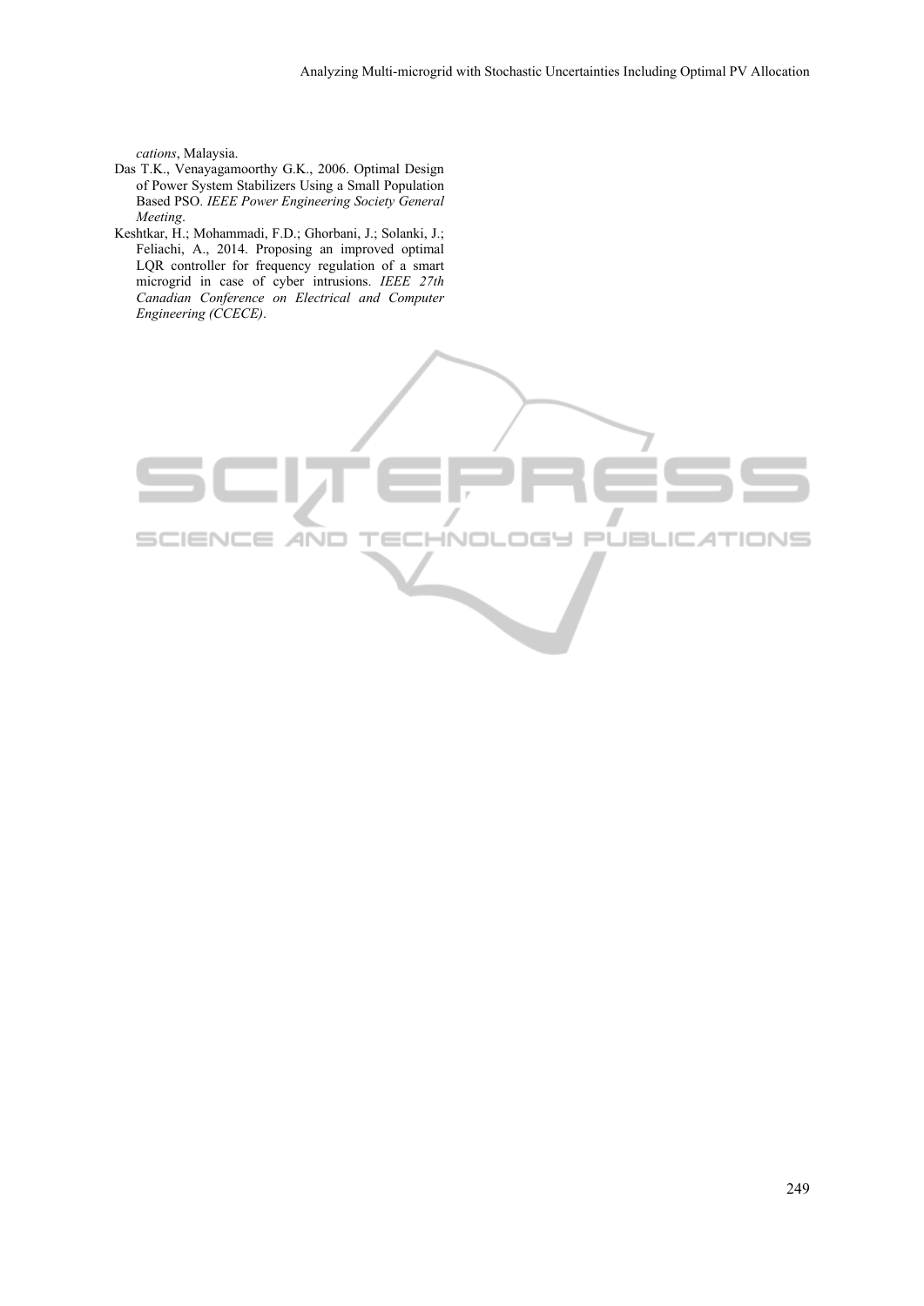*cations*, Malaysia.

Das T.K., Venayagamoorthy G.K., 2006. Optimal Design of Power System Stabilizers Using a Small Population Based PSO. *IEEE Power Engineering Society General Meeting*.

Keshtkar, H.; Mohammadi, F.D.; Ghorbani, J.; Solanki, J.; Feliachi, A., 2014. Proposing an improved optimal LQR controller for frequency regulation of a smart microgrid in case of cyber intrusions. *IEEE 27th Canadian Conference on Electrical and Computer Engineering (CCECE)*.